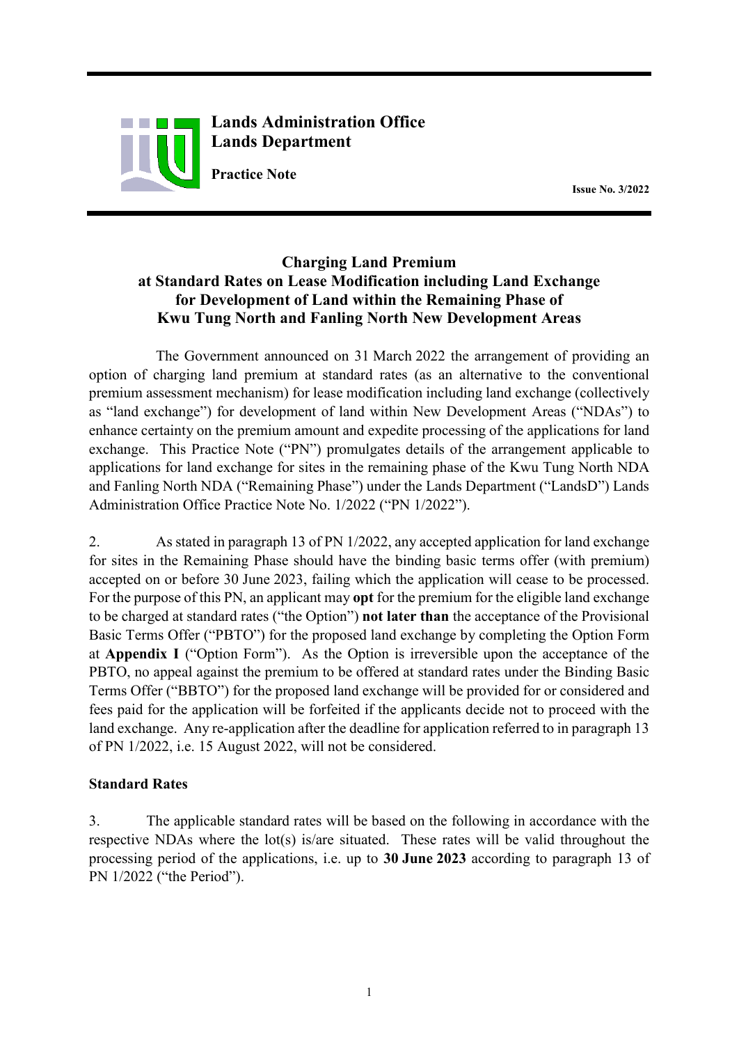**Lands Administration Office**
**Lands Department**

**Practice Note**

**Issue No. 3/2022**

# Charging Land Premium at Standard Rates on Lease Modification including Land Exchange for Development of Land within the Remaining Phase of Kwu Tung North and Fanling North New Development Areas

The Government announced on 31 March 2022 the arrangement of providing an option of charging land premium at standard rates (as an alternative to the conventional premium assessment mechanism) for lease modification including land exchange (collectively as "land exchange") for development of land within New Development Areas ("NDAs") to enhance certainty on the premium amount and expedite processing of the applications for land exchange. This Practice Note ("PN") promulgates details of the arrangement applicable to applications for land exchange for sites in the remaining phase of the Kwu Tung North NDA and Fanling North NDA ("Remaining Phase") under the Lands Department ("LandsD") Lands Administration Office Practice Note No. 1/2022 ("PN 1/2022").

2. As stated in paragraph 13 of PN 1/2022, any accepted application for land exchange for sites in the Remaining Phase should have the binding basic terms offer (with premium) accepted on or before 30 June 2023, failing which the application will cease to be processed. For the purpose of this PN, an applicant may **opt** for the premium for the eligible land exchange to be charged at standard rates ("the Option") **not later than** the acceptance of the Provisional Basic Terms Offer ("PBTO") for the proposed land exchange by completing the Option Form at **Appendix I** ("Option Form"). As the Option is irreversible upon the acceptance of the PBTO, no appeal against the premium to be offered at standard rates under the Binding Basic Terms Offer ("BBTO") for the proposed land exchange will be provided for or considered and fees paid for the application will be forfeited if the applicants decide not to proceed with the land exchange. Any re-application after the deadline for application referred to in paragraph 13 of PN 1/2022, i.e. 15 August 2022, will not be considered.

## Standard Rates

3. The applicable standard rates will be based on the following in accordance with the respective NDAs where the lot(s) is/are situated. These rates will be valid throughout the processing period of the applications, i.e. up to **30 June 2023** according to paragraph 13 of PN 1/2022 ("the Period").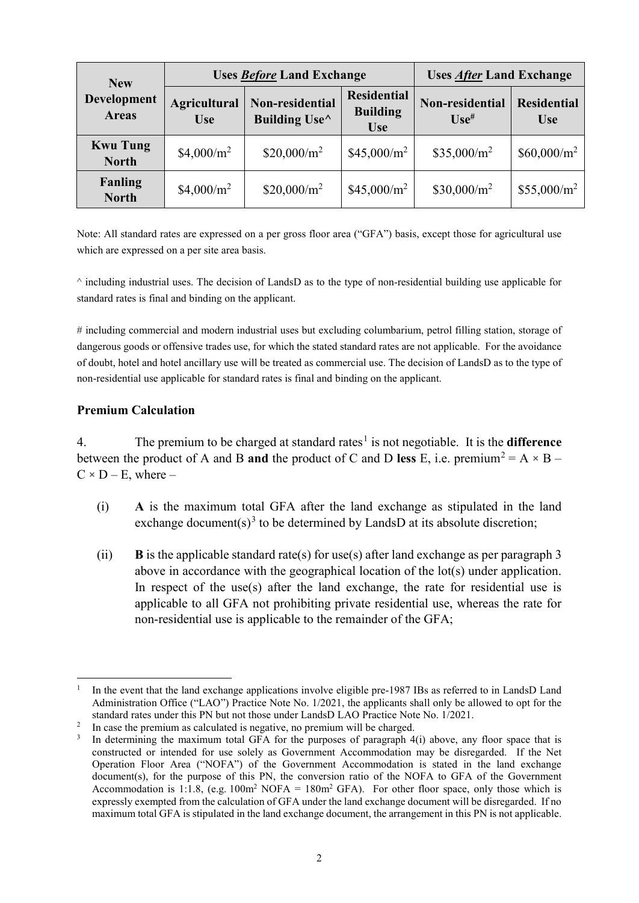| New Development Areas | Uses *Before* Land Exchange | | | Uses *After* Land Exchange | |
|---|---|---|---|---|---|
| | Agricultural Use | Non-residential Building Use^ | Residential Building Use | Non-residential Use# | Residential Use |
| **Kwu Tung North** | $4,000/m^2$ | $20,000/m^2$ | $45,000/m^2$ | $35,000/m^2$ | $60,000/m^2$ |
| **Fanling North** | $4,000/m^2$ | $20,000/m^2$ | $45,000/m^2$ | $30,000/m^2$ | $55,000/m^2$ |

Note: All standard rates are expressed on a per gross floor area ("GFA") basis, except those for agricultural use which are expressed on a per site area basis.

^ including industrial uses. The decision of LandsD as to the type of non-residential building use applicable for standard rates is final and binding on the applicant.

# including commercial and modern industrial uses but excluding columbarium, petrol filling station, storage of dangerous goods or offensive trades use, for which the stated standard rates are not applicable. For the avoidance of doubt, hotel and hotel ancillary use will be treated as commercial use. The decision of LandsD as to the type of non-residential use applicable for standard rates is final and binding on the applicant.

### Premium Calculation

4. The premium to be charged at standard rates[1] is not negotiable. It is the **difference** between the product of A and B **and** the product of C and D **less** E, i.e. premium[2] = $A \times B - C \times D - E$, where –

(i) **A** is the maximum total GFA after the land exchange as stipulated in the land exchange document(s)[3] to be determined by LandsD at its absolute discretion;

(ii) **B** is the applicable standard rate(s) for use(s) after land exchange as per paragraph 3 above in accordance with the geographical location of the lot(s) under application. In respect of the use(s) after the land exchange, the rate for residential use is applicable to all GFA not prohibiting private residential use, whereas the rate for non-residential use is applicable to the remainder of the GFA;

---

[1] In the event that the land exchange applications involve eligible pre-1987 IBs as referred to in LandsD Land Administration Office ("LAO") Practice Note No. 1/2021, the applicants shall only be allowed to opt for the standard rates under this PN but not those under LandsD LAO Practice Note No. 1/2021.

[2] In case the premium as calculated is negative, no premium will be charged.

[3] In determining the maximum total GFA for the purposes of paragraph 4(i) above, any floor space that is constructed or intended for use solely as Government Accommodation may be disregarded. If the Net Operation Floor Area ("NOFA") of the Government Accommodation is stated in the land exchange document(s), for the purpose of this PN, the conversion ratio of the NOFA to GFA of the Government Accommodation is 1:1.8, (e.g. $100m^2$ NOFA = $180m^2$ GFA). For other floor space, only those which is expressly exempted from the calculation of GFA under the land exchange document will be disregarded. If no maximum total GFA is stipulated in the land exchange document, the arrangement in this PN is not applicable.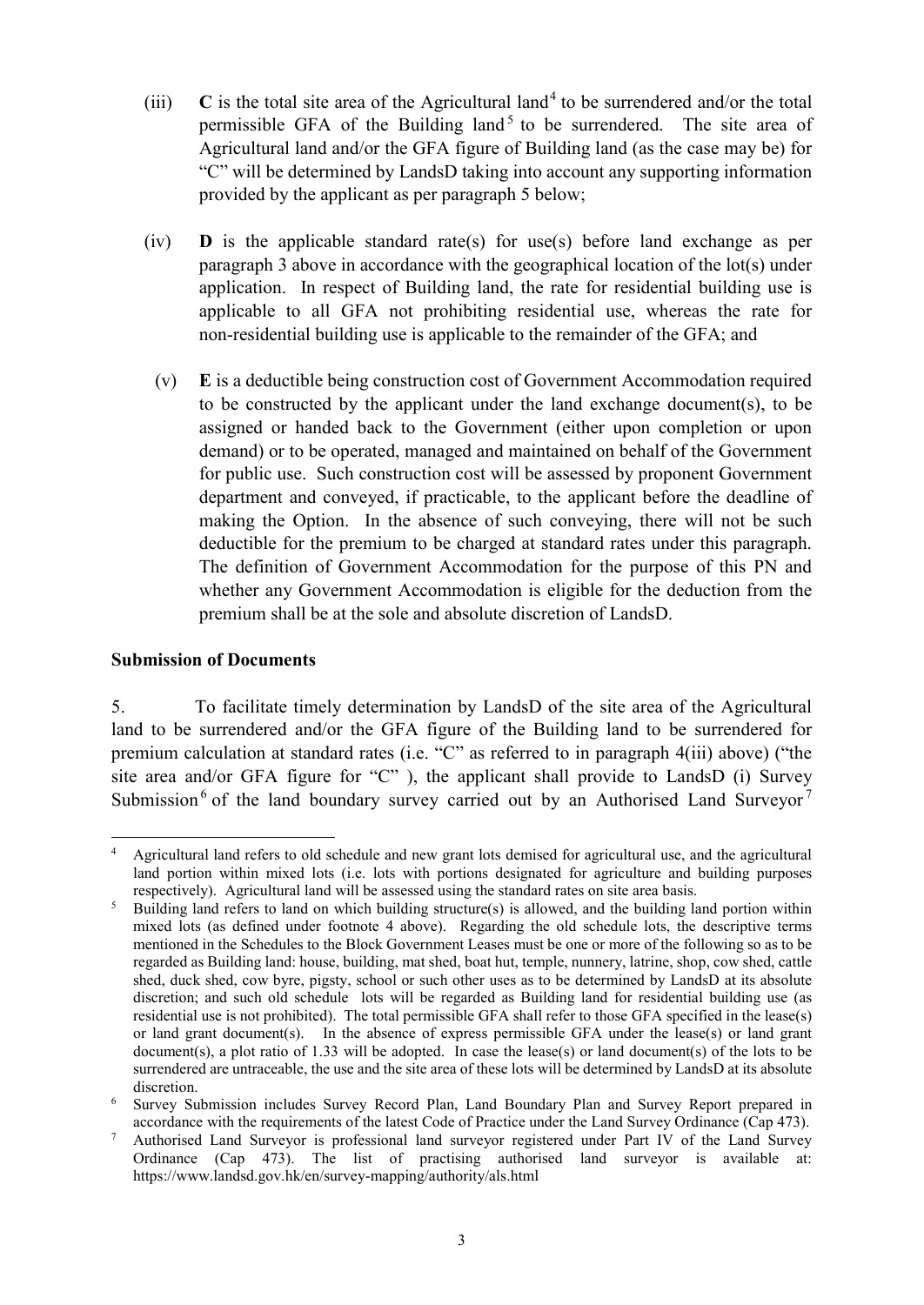(iii) **C** is the total site area of the Agricultural land[4] to be surrendered and/or the total permissible GFA of the Building land[5] to be surrendered. The site area of Agricultural land and/or the GFA figure of Building land (as the case may be) for "C" will be determined by LandsD taking into account any supporting information provided by the applicant as per paragraph 5 below;

(iv) **D** is the applicable standard rate(s) for use(s) before land exchange as per paragraph 3 above in accordance with the geographical location of the lot(s) under application. In respect of Building land, the rate for residential building use is applicable to all GFA not prohibiting residential use, whereas the rate for non-residential building use is applicable to the remainder of the GFA; and

(v) **E** is a deductible being construction cost of Government Accommodation required to be constructed by the applicant under the land exchange document(s), to be assigned or handed back to the Government (either upon completion or upon demand) or to be operated, managed and maintained on behalf of the Government for public use. Such construction cost will be assessed by proponent Government department and conveyed, if practicable, to the applicant before the deadline of making the Option. In the absence of such conveying, there will not be such deductible for the premium to be charged at standard rates under this paragraph. The definition of Government Accommodation for the purpose of this PN and whether any Government Accommodation is eligible for the deduction from the premium shall be at the sole and absolute discretion of LandsD.

**Submission of Documents**

5. To facilitate timely determination by LandsD of the site area of the Agricultural land to be surrendered and/or the GFA figure of the Building land to be surrendered for premium calculation at standard rates (i.e. "C" as referred to in paragraph 4(iii) above) ("the site area and/or GFA figure for "C" ), the applicant shall provide to LandsD (i) Survey Submission[6] of the land boundary survey carried out by an Authorised Land Surveyor[7]

---

[4] Agricultural land refers to old schedule and new grant lots demised for agricultural use, and the agricultural land portion within mixed lots (i.e. lots with portions designated for agriculture and building purposes respectively). Agricultural land will be assessed using the standard rates on site area basis.

[5] Building land refers to land on which building structure(s) is allowed, and the building land portion within mixed lots (as defined under footnote 4 above). Regarding the old schedule lots, the descriptive terms mentioned in the Schedules to the Block Government Leases must be one or more of the following so as to be regarded as Building land: house, building, mat shed, boat hut, temple, nunnery, latrine, shop, cow shed, cattle shed, duck shed, cow byre, pigsty, school or such other uses as to be determined by LandsD at its absolute discretion; and such old schedule lots will be regarded as Building land for residential building use (as residential use is not prohibited). The total permissible GFA shall refer to those GFA specified in the lease(s) or land grant document(s). In the absence of express permissible GFA under the lease(s) or land grant document(s), a plot ratio of 1.33 will be adopted. In case the lease(s) or land document(s) of the lots to be surrendered are untraceable, the use and the site area of these lots will be determined by LandsD at its absolute discretion.

[6] Survey Submission includes Survey Record Plan, Land Boundary Plan and Survey Report prepared in accordance with the requirements of the latest Code of Practice under the Land Survey Ordinance (Cap 473).

[7] Authorised Land Surveyor is professional land surveyor registered under Part IV of the Land Survey Ordinance (Cap 473). The list of practising authorised land surveyor is available at: https://www.landsd.gov.hk/en/survey-mapping/authority/als.html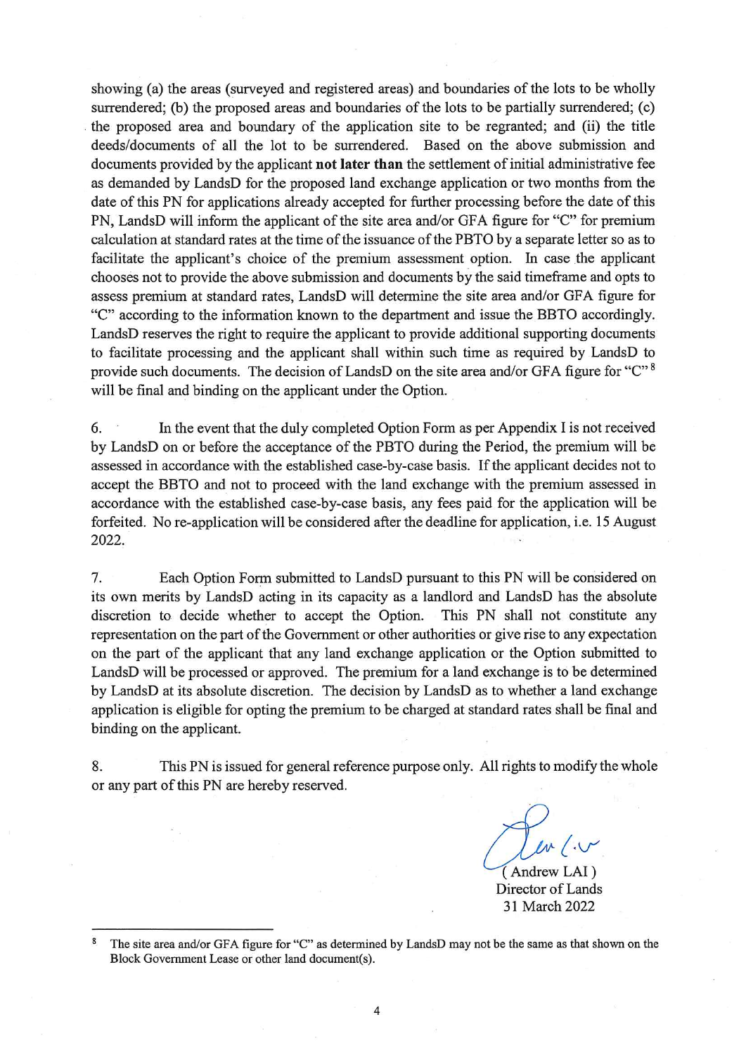showing (a) the areas (surveyed and registered areas) and boundaries of the lots to be wholly surrendered; (b) the proposed areas and boundaries of the lots to be partially surrendered; (c) the proposed area and boundary of the application site to be regranted; and (ii) the title deeds/documents of all the lot to be surrendered. Based on the above submission and documents provided by the applicant **not later than** the settlement of initial administrative fee as demanded by LandsD for the proposed land exchange application or two months from the date of this PN for applications already accepted for further processing before the date of this PN, LandsD will inform the applicant of the site area and/or GFA figure for "C" for premium calculation at standard rates at the time of the issuance of the PBTO by a separate letter so as to facilitate the applicant's choice of the premium assessment option. In case the applicant chooses not to provide the above submission and documents by the said timeframe and opts to assess premium at standard rates, LandsD will determine the site area and/or GFA figure for "C" according to the information known to the department and issue the BBTO accordingly. LandsD reserves the right to require the applicant to provide additional supporting documents to facilitate processing and the applicant shall within such time as required by LandsD to provide such documents. The decision of LandsD on the site area and/or GFA figure for "C" [8] will be final and binding on the applicant under the Option.

6. In the event that the duly completed Option Form as per Appendix I is not received by LandsD on or before the acceptance of the PBTO during the Period, the premium will be assessed in accordance with the established case-by-case basis. If the applicant decides not to accept the BBTO and not to proceed with the land exchange with the premium assessed in accordance with the established case-by-case basis, any fees paid for the application will be forfeited. No re-application will be considered after the deadline for application, i.e. 15 August 2022.

7. Each Option Form submitted to LandsD pursuant to this PN will be considered on its own merits by LandsD acting in its capacity as a landlord and LandsD has the absolute discretion to decide whether to accept the Option. This PN shall not constitute any representation on the part of the Government or other authorities or give rise to any expectation on the part of the applicant that any land exchange application or the Option submitted to LandsD will be processed or approved. The premium for a land exchange is to be determined by LandsD at its absolute discretion. The decision by LandsD as to whether a land exchange application is eligible for opting the premium to be charged at standard rates shall be final and binding on the applicant.

8. This PN is issued for general reference purpose only. All rights to modify the whole or any part of this PN are hereby reserved.

( Andrew LAI )
Director of Lands
31 March 2022

---

[8] The site area and/or GFA figure for "C" as determined by LandsD may not be the same as that shown on the Block Government Lease or other land document(s).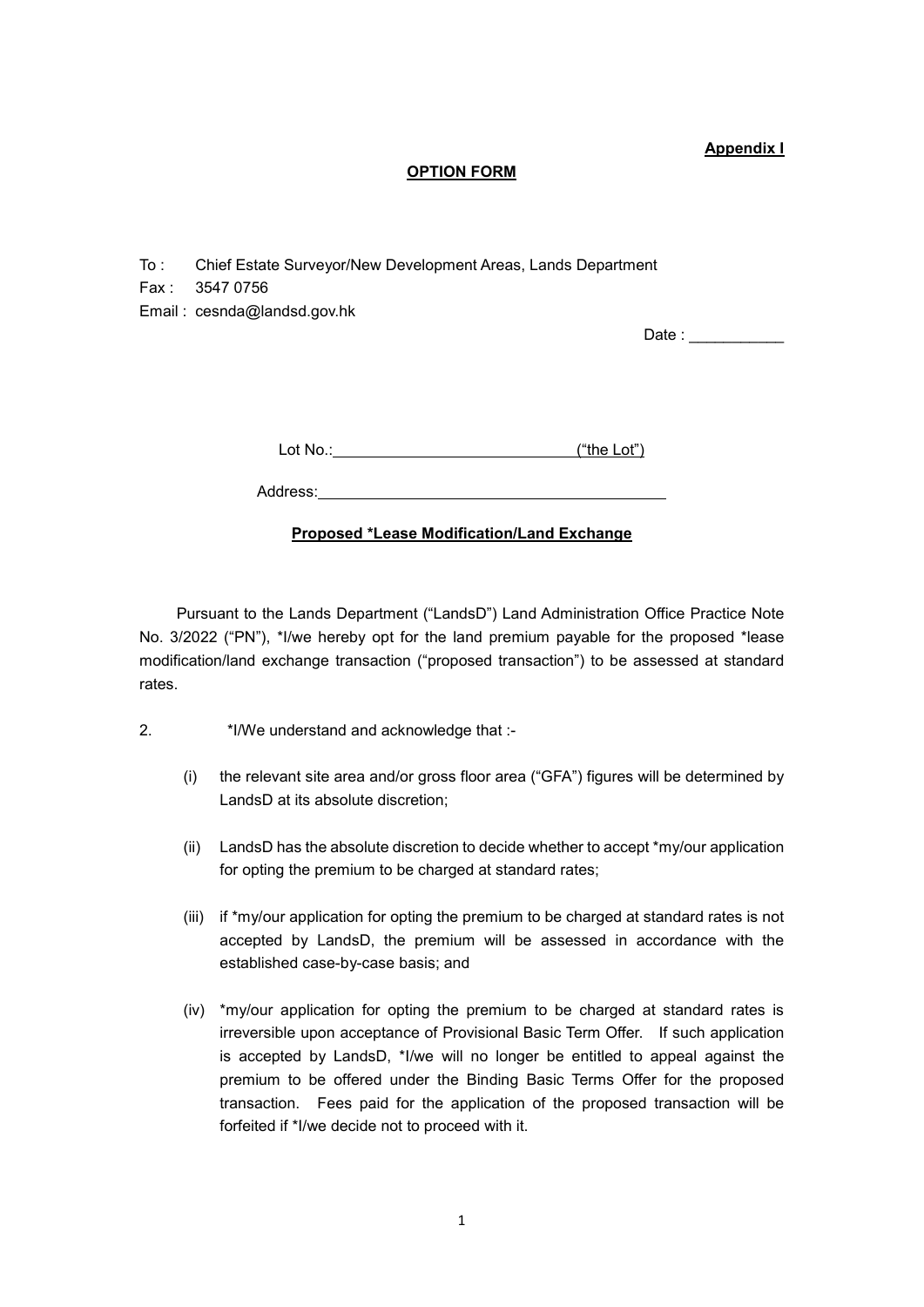**Appendix I**

**OPTION FORM**

To : Chief Estate Surveyor/New Development Areas, Lands Department
Fax : 3547 0756
Email : cesnda@landsd.gov.hk

Date : ___________

Lot No.:____________________________("the Lot")

Address:_________________________________________

**Proposed *Lease Modification/Land Exchange**

Pursuant to the Lands Department ("LandsD") Land Administration Office Practice Note No. 3/2022 ("PN"), *I/we hereby opt for the land premium payable for the proposed *lease modification/land exchange transaction ("proposed transaction") to be assessed at standard rates.

2. *I/We understand and acknowledge that :-

(i) the relevant site area and/or gross floor area ("GFA") figures will be determined by LandsD at its absolute discretion;

(ii) LandsD has the absolute discretion to decide whether to accept *my/our application for opting the premium to be charged at standard rates;

(iii) if *my/our application for opting the premium to be charged at standard rates is not accepted by LandsD, the premium will be assessed in accordance with the established case-by-case basis; and

(iv) *my/our application for opting the premium to be charged at standard rates is irreversible upon acceptance of Provisional Basic Term Offer. If such application is accepted by LandsD, *I/we will no longer be entitled to appeal against the premium to be offered under the Binding Basic Terms Offer for the proposed transaction. Fees paid for the application of the proposed transaction will be forfeited if *I/we decide not to proceed with it.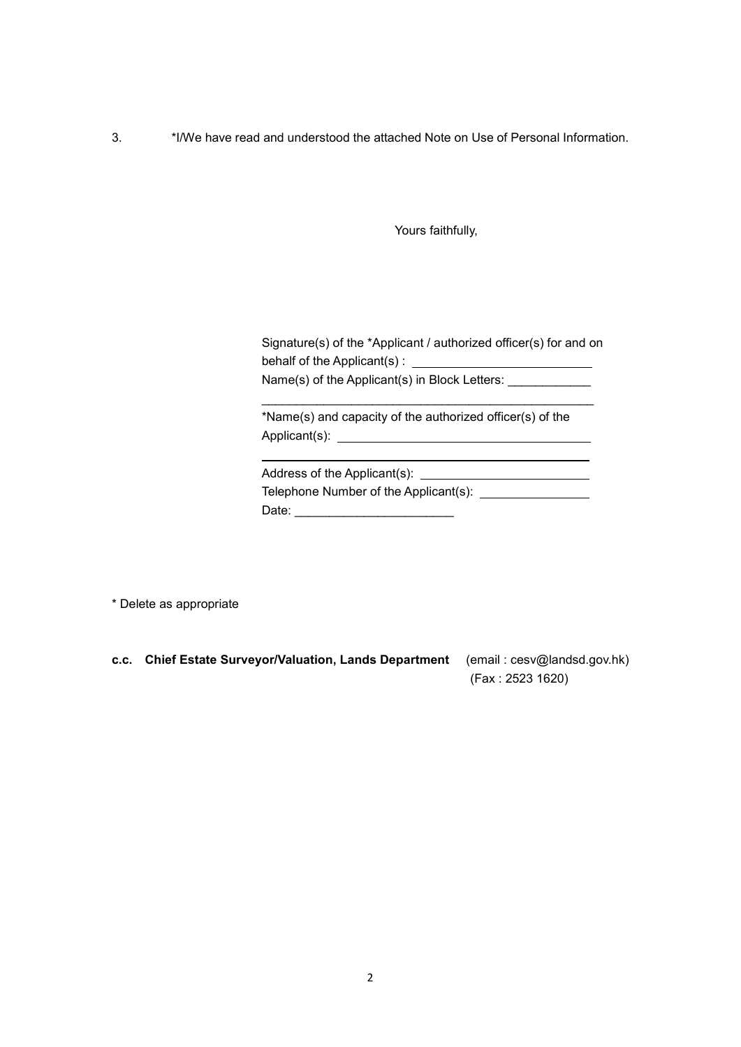3. *I/We have read and understood the attached Note on Use of Personal Information.

Yours faithfully,

Signature(s) of the *Applicant / authorized officer(s) for and on behalf of the Applicant(s) : ______________________

Name(s) of the Applicant(s) in Block Letters: ____________

______________________________________________

*Name(s) and capacity of the authorized officer(s) of the Applicant(s): ______________________

______________________________________________

Address of the Applicant(s): ______________________

Telephone Number of the Applicant(s): ______________

Date: ______________________

\* Delete as appropriate

**c.c. Chief Estate Surveyor/Valuation, Lands Department** (email : cesv@landsd.gov.hk)
(Fax : 2523 1620)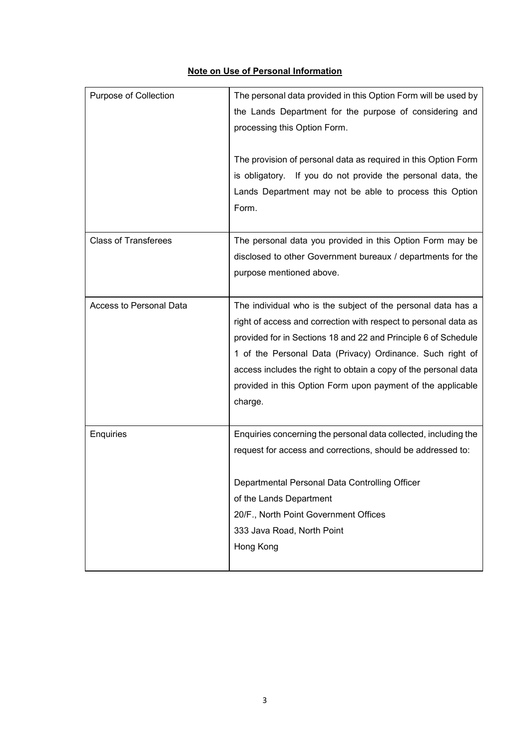**Note on Use of Personal Information**

| | |
|---|---|
| Purpose of Collection | The personal data provided in this Option Form will be used by the Lands Department for the purpose of considering and processing this Option Form.<br><br>The provision of personal data as required in this Option Form is obligatory. If you do not provide the personal data, the Lands Department may not be able to process this Option Form. |
| Class of Transferees | The personal data you provided in this Option Form may be disclosed to other Government bureaux / departments for the purpose mentioned above. |
| Access to Personal Data | The individual who is the subject of the personal data has a right of access and correction with respect to personal data as provided for in Sections 18 and 22 and Principle 6 of Schedule 1 of the Personal Data (Privacy) Ordinance. Such right of access includes the right to obtain a copy of the personal data provided in this Option Form upon payment of the applicable charge. |
| Enquiries | Enquiries concerning the personal data collected, including the request for access and corrections, should be addressed to:<br><br>Departmental Personal Data Controlling Officer<br>of the Lands Department<br>20/F., North Point Government Offices<br>333 Java Road, North Point<br>Hong Kong |